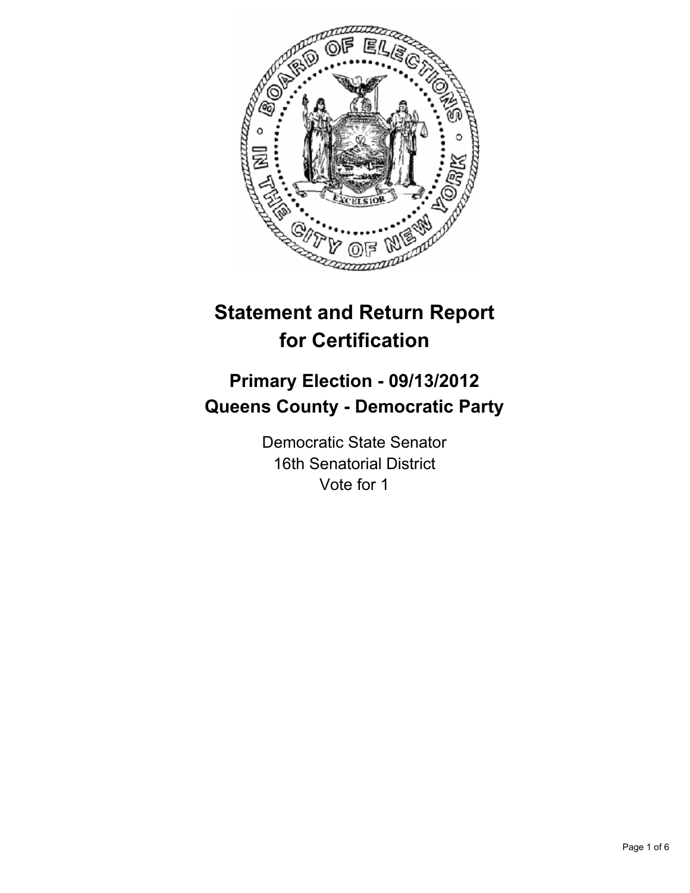# Statement and Return Report for Certification

## Primary Election - 09/13/2012
## Queens County - Democratic Party

Democratic State Senator
16th Senatorial District
Vote for 1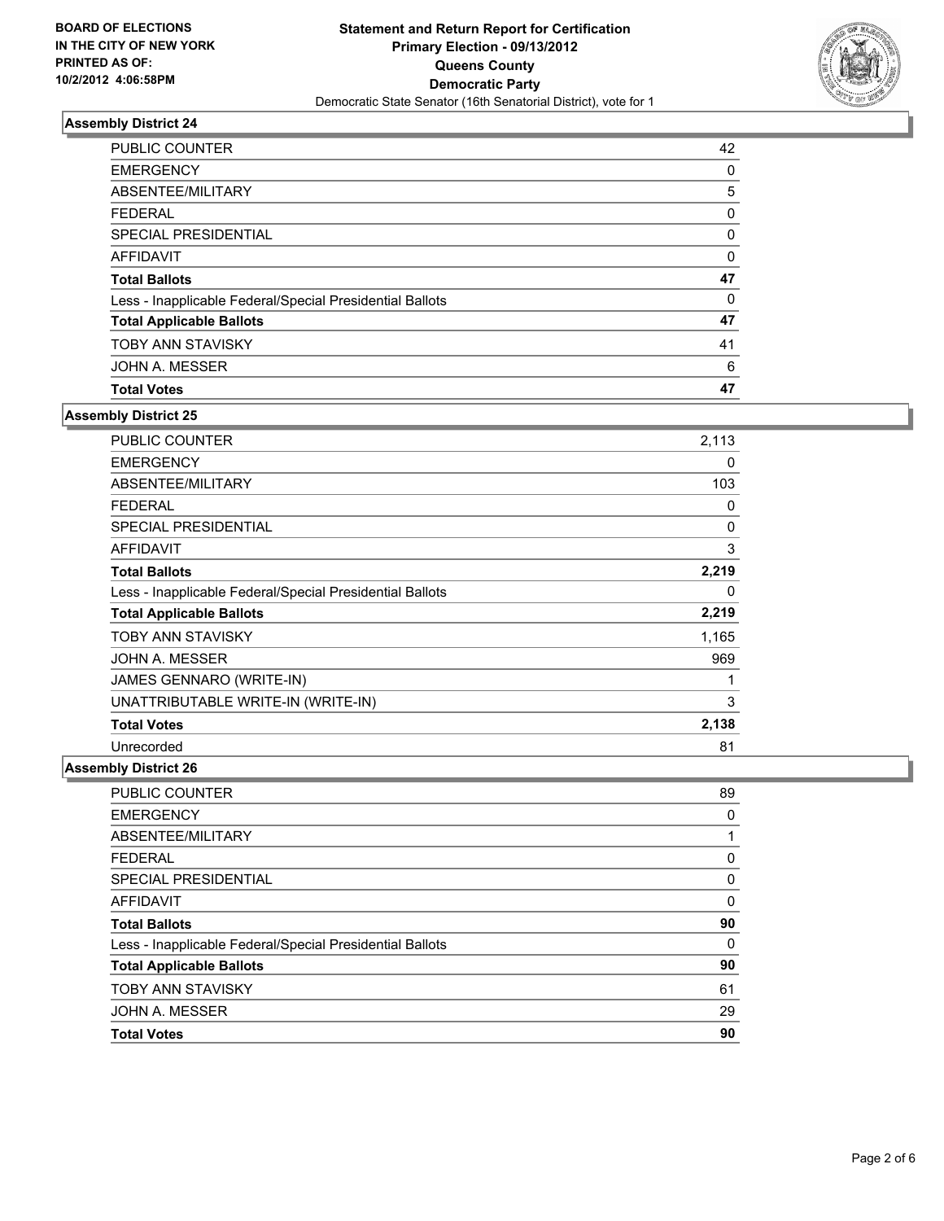**BOARD OF ELECTIONS IN THE CITY OF NEW YORK PRINTED AS OF: 10/2/2012 4:06:58PM**

**Statement and Return Report for Certification Primary Election - 09/13/2012 Queens County Democratic Party**
Democratic State Senator (16th Senatorial District), vote for 1

### Assembly District 24

| | |
|---|---|
| PUBLIC COUNTER | 42 |
| EMERGENCY | 0 |
| ABSENTEE/MILITARY | 5 |
| FEDERAL | 0 |
| SPECIAL PRESIDENTIAL | 0 |
| AFFIDAVIT | 0 |
| **Total Ballots** | **47** |
| Less - Inapplicable Federal/Special Presidential Ballots | 0 |
| **Total Applicable Ballots** | **47** |
| TOBY ANN STAVISKY | 41 |
| JOHN A. MESSER | 6 |
| **Total Votes** | **47** |

### Assembly District 25

| | |
|---|---|
| PUBLIC COUNTER | 2,113 |
| EMERGENCY | 0 |
| ABSENTEE/MILITARY | 103 |
| FEDERAL | 0 |
| SPECIAL PRESIDENTIAL | 0 |
| AFFIDAVIT | 3 |
| **Total Ballots** | **2,219** |
| Less - Inapplicable Federal/Special Presidential Ballots | 0 |
| **Total Applicable Ballots** | **2,219** |
| TOBY ANN STAVISKY | 1,165 |
| JOHN A. MESSER | 969 |
| JAMES GENNARO (WRITE-IN) | 1 |
| UNATTRIBUTABLE WRITE-IN (WRITE-IN) | 3 |
| **Total Votes** | **2,138** |
| Unrecorded | 81 |

### Assembly District 26

| | |
|---|---|
| PUBLIC COUNTER | 89 |
| EMERGENCY | 0 |
| ABSENTEE/MILITARY | 1 |
| FEDERAL | 0 |
| SPECIAL PRESIDENTIAL | 0 |
| AFFIDAVIT | 0 |
| **Total Ballots** | **90** |
| Less - Inapplicable Federal/Special Presidential Ballots | 0 |
| **Total Applicable Ballots** | **90** |
| TOBY ANN STAVISKY | 61 |
| JOHN A. MESSER | 29 |
| **Total Votes** | **90** |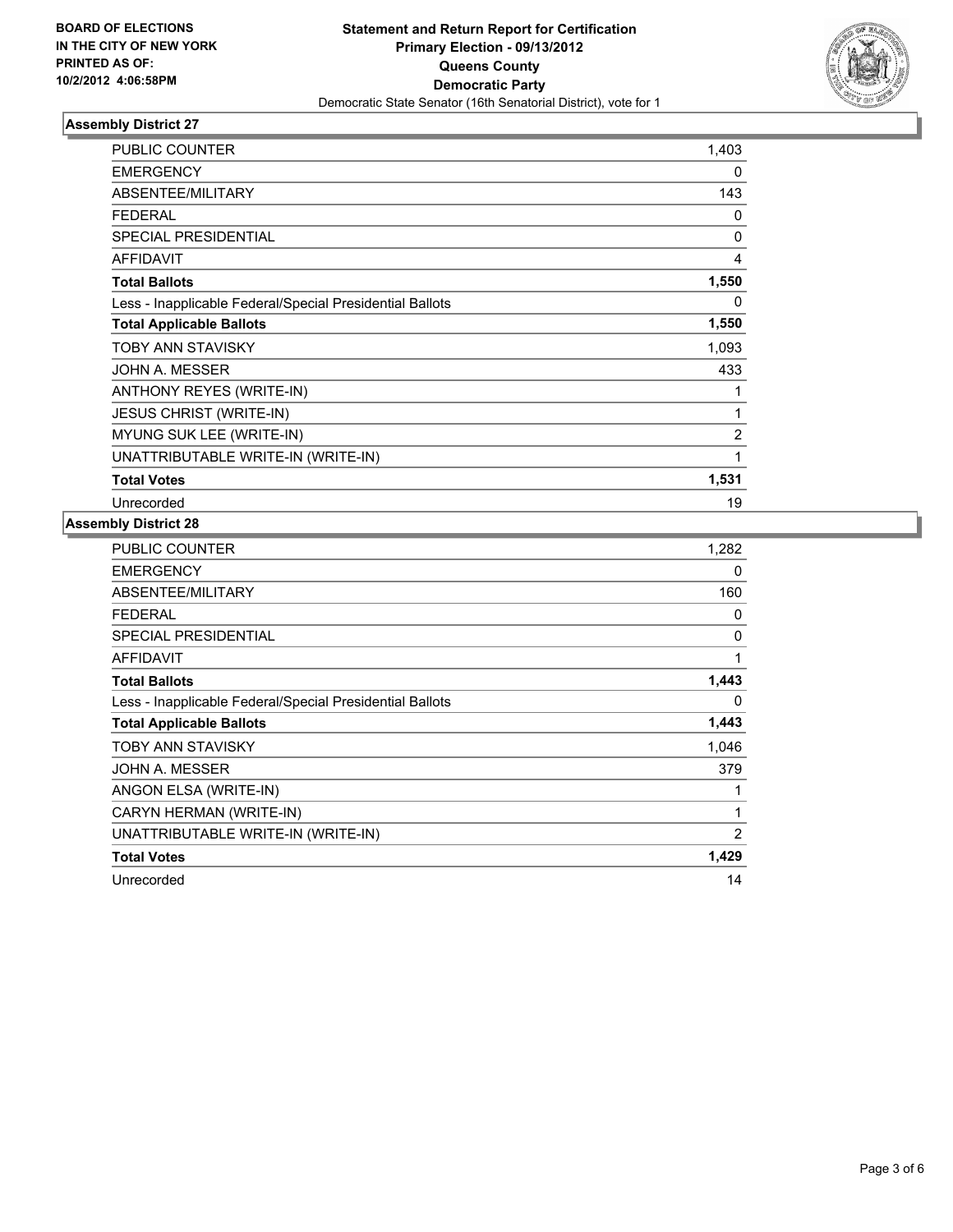BOARD OF ELECTIONS
IN THE CITY OF NEW YORK
PRINTED AS OF:
10/2/2012 4:06:58PM

**Statement and Return Report for Certification**
**Primary Election - 09/13/2012**
**Queens County**
**Democratic Party**
Democratic State Senator (16th Senatorial District), vote for 1

## Assembly District 27

| | |
|---|---|
| PUBLIC COUNTER | 1,403 |
| EMERGENCY | 0 |
| ABSENTEE/MILITARY | 143 |
| FEDERAL | 0 |
| SPECIAL PRESIDENTIAL | 0 |
| AFFIDAVIT | 4 |
| **Total Ballots** | **1,550** |
| Less - Inapplicable Federal/Special Presidential Ballots | 0 |
| **Total Applicable Ballots** | **1,550** |
| TOBY ANN STAVISKY | 1,093 |
| JOHN A. MESSER | 433 |
| ANTHONY REYES (WRITE-IN) | 1 |
| JESUS CHRIST (WRITE-IN) | 1 |
| MYUNG SUK LEE (WRITE-IN) | 2 |
| UNATTRIBUTABLE WRITE-IN (WRITE-IN) | 1 |
| **Total Votes** | **1,531** |
| Unrecorded | 19 |

## Assembly District 28

| | |
|---|---|
| PUBLIC COUNTER | 1,282 |
| EMERGENCY | 0 |
| ABSENTEE/MILITARY | 160 |
| FEDERAL | 0 |
| SPECIAL PRESIDENTIAL | 0 |
| AFFIDAVIT | 1 |
| **Total Ballots** | **1,443** |
| Less - Inapplicable Federal/Special Presidential Ballots | 0 |
| **Total Applicable Ballots** | **1,443** |
| TOBY ANN STAVISKY | 1,046 |
| JOHN A. MESSER | 379 |
| ANGON ELSA (WRITE-IN) | 1 |
| CARYN HERMAN (WRITE-IN) | 1 |
| UNATTRIBUTABLE WRITE-IN (WRITE-IN) | 2 |
| **Total Votes** | **1,429** |
| Unrecorded | 14 |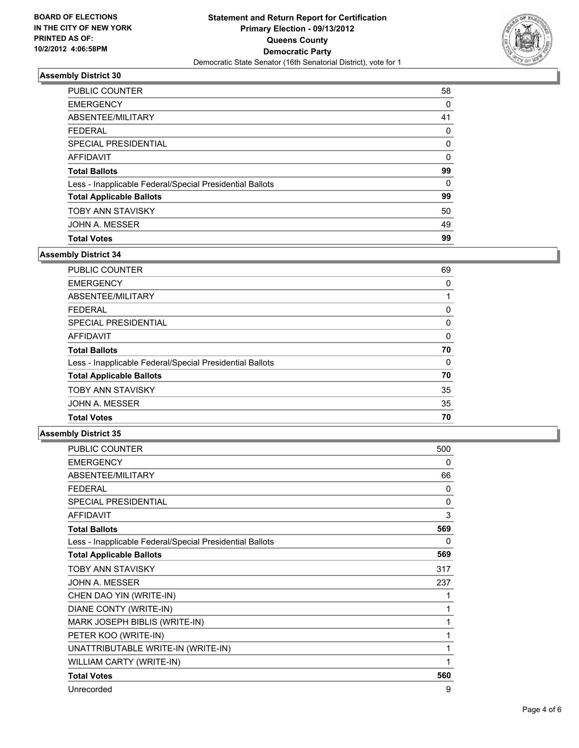BOARD OF ELECTIONS
IN THE CITY OF NEW YORK
PRINTED AS OF:
10/2/2012 4:06:58PM

**Statement and Return Report for Certification**
**Primary Election - 09/13/2012**
**Queens County**
**Democratic Party**
Democratic State Senator (16th Senatorial District), vote for 1

### Assembly District 30

| | |
|---|---|
| PUBLIC COUNTER | 58 |
| EMERGENCY | 0 |
| ABSENTEE/MILITARY | 41 |
| FEDERAL | 0 |
| SPECIAL PRESIDENTIAL | 0 |
| AFFIDAVIT | 0 |
| **Total Ballots** | **99** |
| Less - Inapplicable Federal/Special Presidential Ballots | 0 |
| **Total Applicable Ballots** | **99** |
| TOBY ANN STAVISKY | 50 |
| JOHN A. MESSER | 49 |
| **Total Votes** | **99** |

### Assembly District 34

| | |
|---|---|
| PUBLIC COUNTER | 69 |
| EMERGENCY | 0 |
| ABSENTEE/MILITARY | 1 |
| FEDERAL | 0 |
| SPECIAL PRESIDENTIAL | 0 |
| AFFIDAVIT | 0 |
| **Total Ballots** | **70** |
| Less - Inapplicable Federal/Special Presidential Ballots | 0 |
| **Total Applicable Ballots** | **70** |
| TOBY ANN STAVISKY | 35 |
| JOHN A. MESSER | 35 |
| **Total Votes** | **70** |

### Assembly District 35

| | |
|---|---|
| PUBLIC COUNTER | 500 |
| EMERGENCY | 0 |
| ABSENTEE/MILITARY | 66 |
| FEDERAL | 0 |
| SPECIAL PRESIDENTIAL | 0 |
| AFFIDAVIT | 3 |
| **Total Ballots** | **569** |
| Less - Inapplicable Federal/Special Presidential Ballots | 0 |
| **Total Applicable Ballots** | **569** |
| TOBY ANN STAVISKY | 317 |
| JOHN A. MESSER | 237 |
| CHEN DAO YIN (WRITE-IN) | 1 |
| DIANE CONTY (WRITE-IN) | 1 |
| MARK JOSEPH BIBLIS (WRITE-IN) | 1 |
| PETER KOO (WRITE-IN) | 1 |
| UNATTRIBUTABLE WRITE-IN (WRITE-IN) | 1 |
| WILLIAM CARTY (WRITE-IN) | 1 |
| **Total Votes** | **560** |
| Unrecorded | 9 |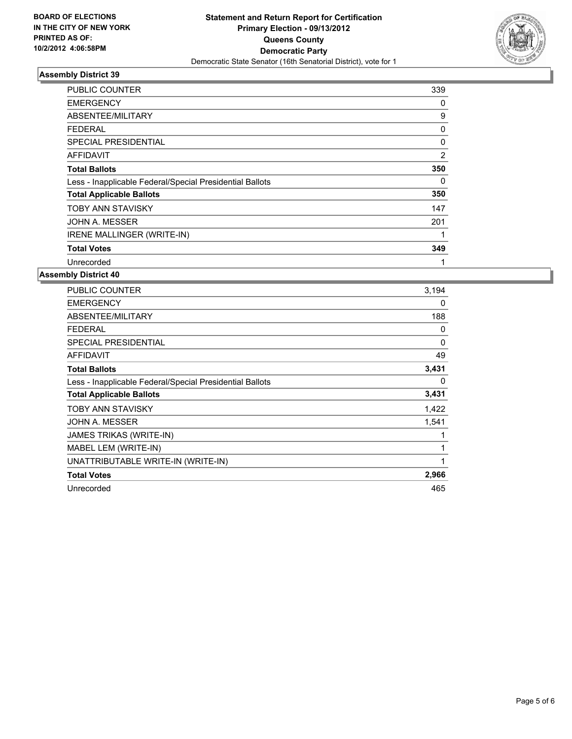**BOARD OF ELECTIONS IN THE CITY OF NEW YORK PRINTED AS OF: 10/2/2012 4:06:58PM**

**Statement and Return Report for Certification**
**Primary Election - 09/13/2012**
**Queens County**
**Democratic Party**
Democratic State Senator (16th Senatorial District), vote for 1

### Assembly District 39

| | |
|---|---|
| PUBLIC COUNTER | 339 |
| EMERGENCY | 0 |
| ABSENTEE/MILITARY | 9 |
| FEDERAL | 0 |
| SPECIAL PRESIDENTIAL | 0 |
| AFFIDAVIT | 2 |
| **Total Ballots** | **350** |
| Less - Inapplicable Federal/Special Presidential Ballots | 0 |
| **Total Applicable Ballots** | **350** |
| TOBY ANN STAVISKY | 147 |
| JOHN A. MESSER | 201 |
| IRENE MALLINGER (WRITE-IN) | 1 |
| **Total Votes** | **349** |
| Unrecorded | 1 |

### Assembly District 40

| | |
|---|---|
| PUBLIC COUNTER | 3,194 |
| EMERGENCY | 0 |
| ABSENTEE/MILITARY | 188 |
| FEDERAL | 0 |
| SPECIAL PRESIDENTIAL | 0 |
| AFFIDAVIT | 49 |
| **Total Ballots** | **3,431** |
| Less - Inapplicable Federal/Special Presidential Ballots | 0 |
| **Total Applicable Ballots** | **3,431** |
| TOBY ANN STAVISKY | 1,422 |
| JOHN A. MESSER | 1,541 |
| JAMES TRIKAS (WRITE-IN) | 1 |
| MABEL LEM (WRITE-IN) | 1 |
| UNATTRIBUTABLE WRITE-IN (WRITE-IN) | 1 |
| **Total Votes** | **2,966** |
| Unrecorded | 465 |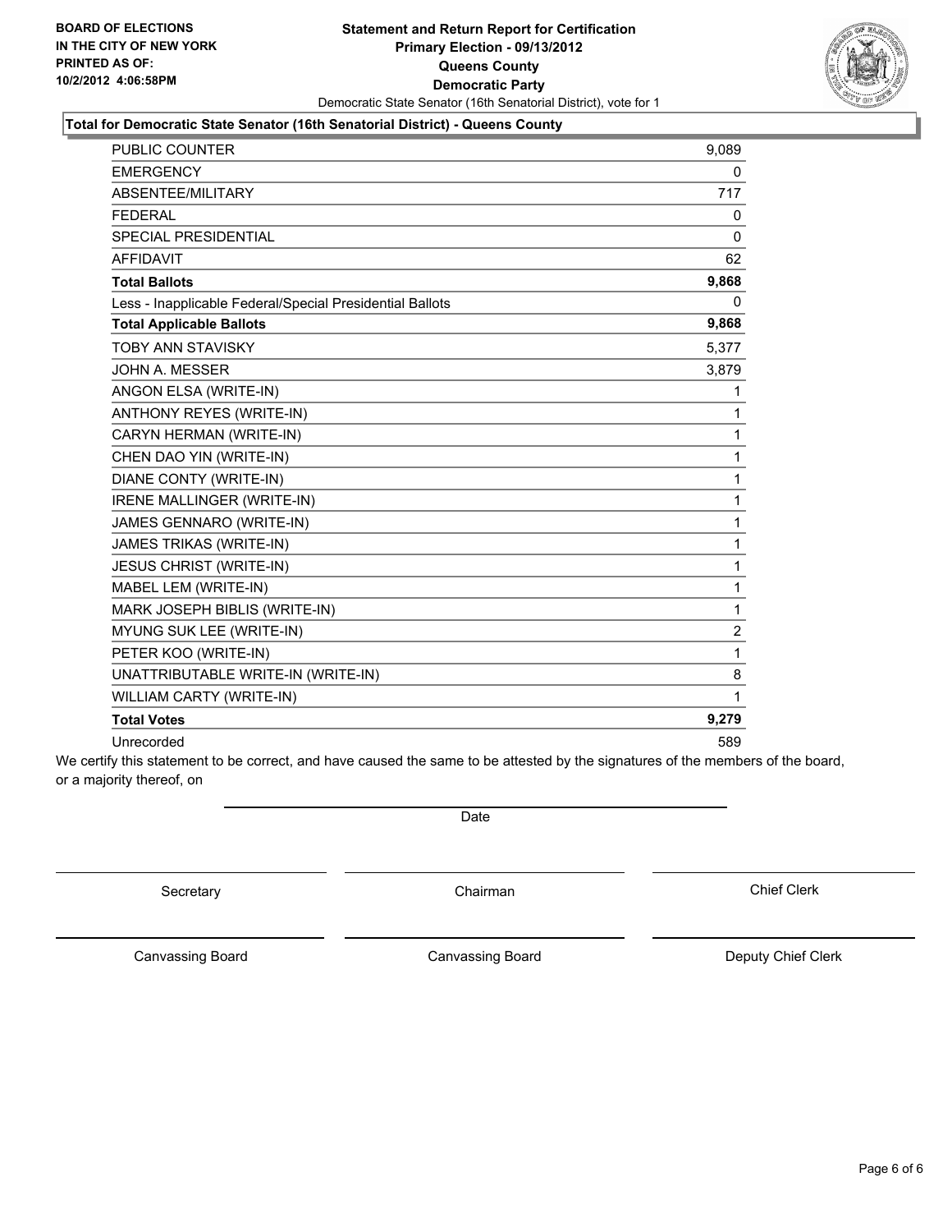**BOARD OF ELECTIONS IN THE CITY OF NEW YORK PRINTED AS OF: 10/2/2012 4:06:58PM**

**Statement and Return Report for Certification**
**Primary Election - 09/13/2012**
**Queens County**
**Democratic Party**
Democratic State Senator (16th Senatorial District), vote for 1

**Total for Democratic State Senator (16th Senatorial District) - Queens County**

| | |
|---|---|
| PUBLIC COUNTER | 9,089 |
| EMERGENCY | 0 |
| ABSENTEE/MILITARY | 717 |
| FEDERAL | 0 |
| SPECIAL PRESIDENTIAL | 0 |
| AFFIDAVIT | 62 |
| **Total Ballots** | **9,868** |
| Less - Inapplicable Federal/Special Presidential Ballots | 0 |
| **Total Applicable Ballots** | **9,868** |
| TOBY ANN STAVISKY | 5,377 |
| JOHN A. MESSER | 3,879 |
| ANGON ELSA (WRITE-IN) | 1 |
| ANTHONY REYES (WRITE-IN) | 1 |
| CARYN HERMAN (WRITE-IN) | 1 |
| CHEN DAO YIN (WRITE-IN) | 1 |
| DIANE CONTY (WRITE-IN) | 1 |
| IRENE MALLINGER (WRITE-IN) | 1 |
| JAMES GENNARO (WRITE-IN) | 1 |
| JAMES TRIKAS (WRITE-IN) | 1 |
| JESUS CHRIST (WRITE-IN) | 1 |
| MABEL LEM (WRITE-IN) | 1 |
| MARK JOSEPH BIBLIS (WRITE-IN) | 1 |
| MYUNG SUK LEE (WRITE-IN) | 2 |
| PETER KOO (WRITE-IN) | 1 |
| UNATTRIBUTABLE WRITE-IN (WRITE-IN) | 8 |
| WILLIAM CARTY (WRITE-IN) | 1 |
| **Total Votes** | **9,279** |
| Unrecorded | 589 |

We certify this statement to be correct, and have caused the same to be attested by the signatures of the members of the board, or a majority thereof, on

Date

Secretary | Chairman | Chief Clerk

Canvassing Board | Canvassing Board | Deputy Chief Clerk